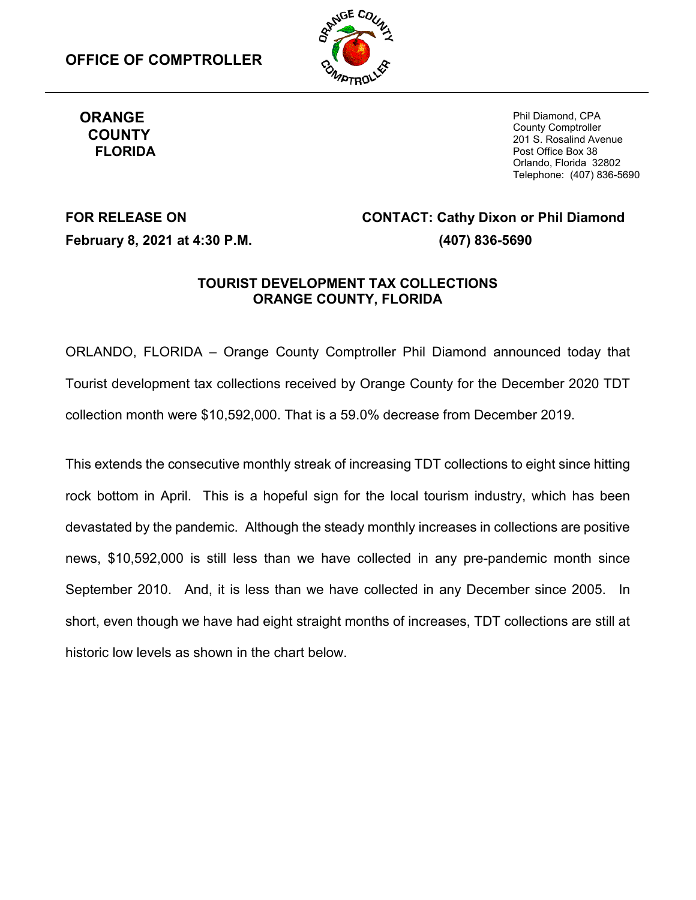**OFFICE OF COMPTROLLER**

**ORANGE COUNTY FLORIDA**

Phil Diamond, CPA
County Comptroller
201 S. Rosalind Avenue
Post Office Box 38
Orlando, Florida 32802
Telephone: (407) 836-5690

**FOR RELEASE ON**
**February 8, 2021 at 4:30 P.M.**

**CONTACT: Cathy Dixon or Phil Diamond**
**(407) 836-5690**

## TOURIST DEVELOPMENT TAX COLLECTIONS ORANGE COUNTY, FLORIDA

ORLANDO, FLORIDA – Orange County Comptroller Phil Diamond announced today that Tourist development tax collections received by Orange County for the December 2020 TDT collection month were $10,592,000. That is a 59.0% decrease from December 2019.

This extends the consecutive monthly streak of increasing TDT collections to eight since hitting rock bottom in April. This is a hopeful sign for the local tourism industry, which has been devastated by the pandemic. Although the steady monthly increases in collections are positive news, $10,592,000 is still less than we have collected in any pre-pandemic month since September 2010. And, it is less than we have collected in any December since 2005. In short, even though we have had eight straight months of increases, TDT collections are still at historic low levels as shown in the chart below.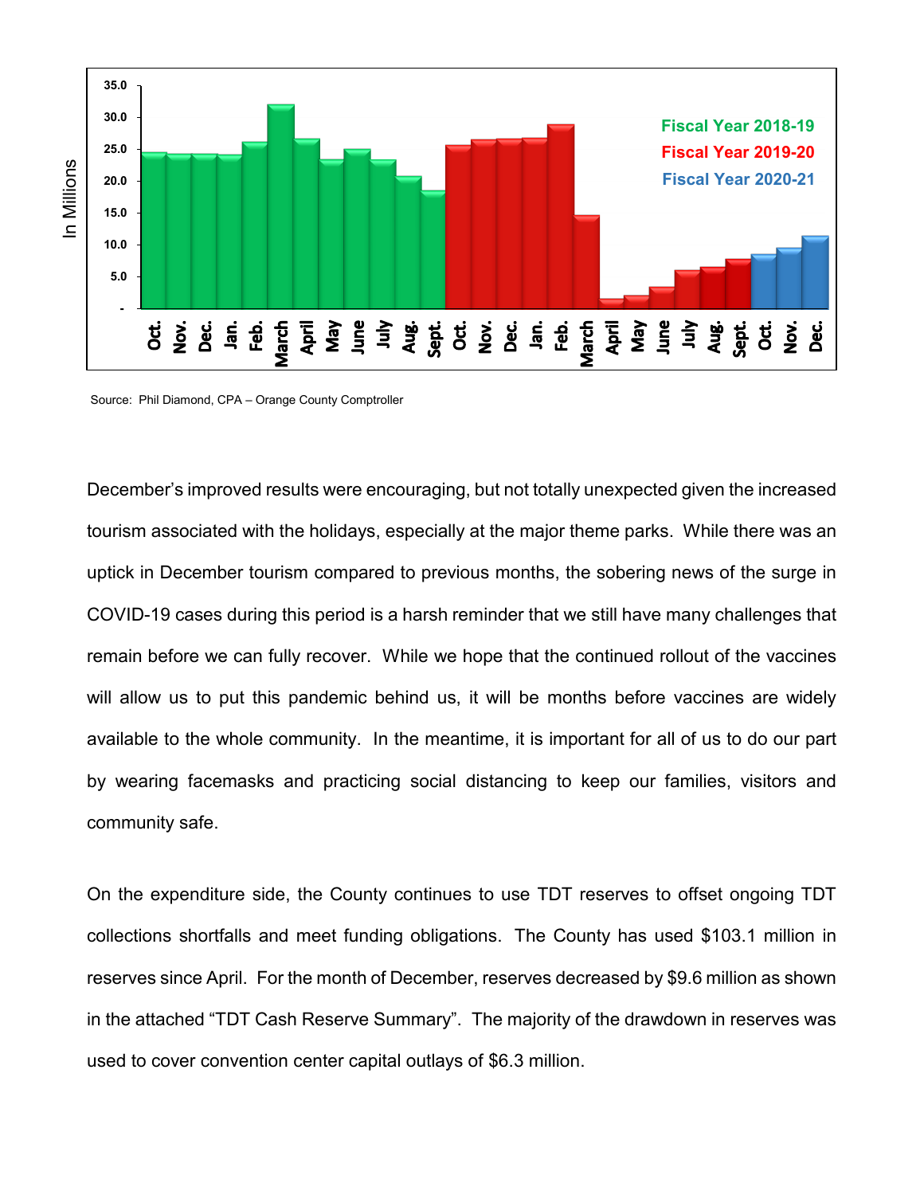Source: Phil Diamond, CPA – Orange County Comptroller

December's improved results were encouraging, but not totally unexpected given the increased tourism associated with the holidays, especially at the major theme parks. While there was an uptick in December tourism compared to previous months, the sobering news of the surge in COVID-19 cases during this period is a harsh reminder that we still have many challenges that remain before we can fully recover. While we hope that the continued rollout of the vaccines will allow us to put this pandemic behind us, it will be months before vaccines are widely available to the whole community. In the meantime, it is important for all of us to do our part by wearing facemasks and practicing social distancing to keep our families, visitors and community safe.

On the expenditure side, the County continues to use TDT reserves to offset ongoing TDT collections shortfalls and meet funding obligations. The County has used $103.1 million in reserves since April. For the month of December, reserves decreased by $9.6 million as shown in the attached "TDT Cash Reserve Summary". The majority of the drawdown in reserves was used to cover convention center capital outlays of $6.3 million.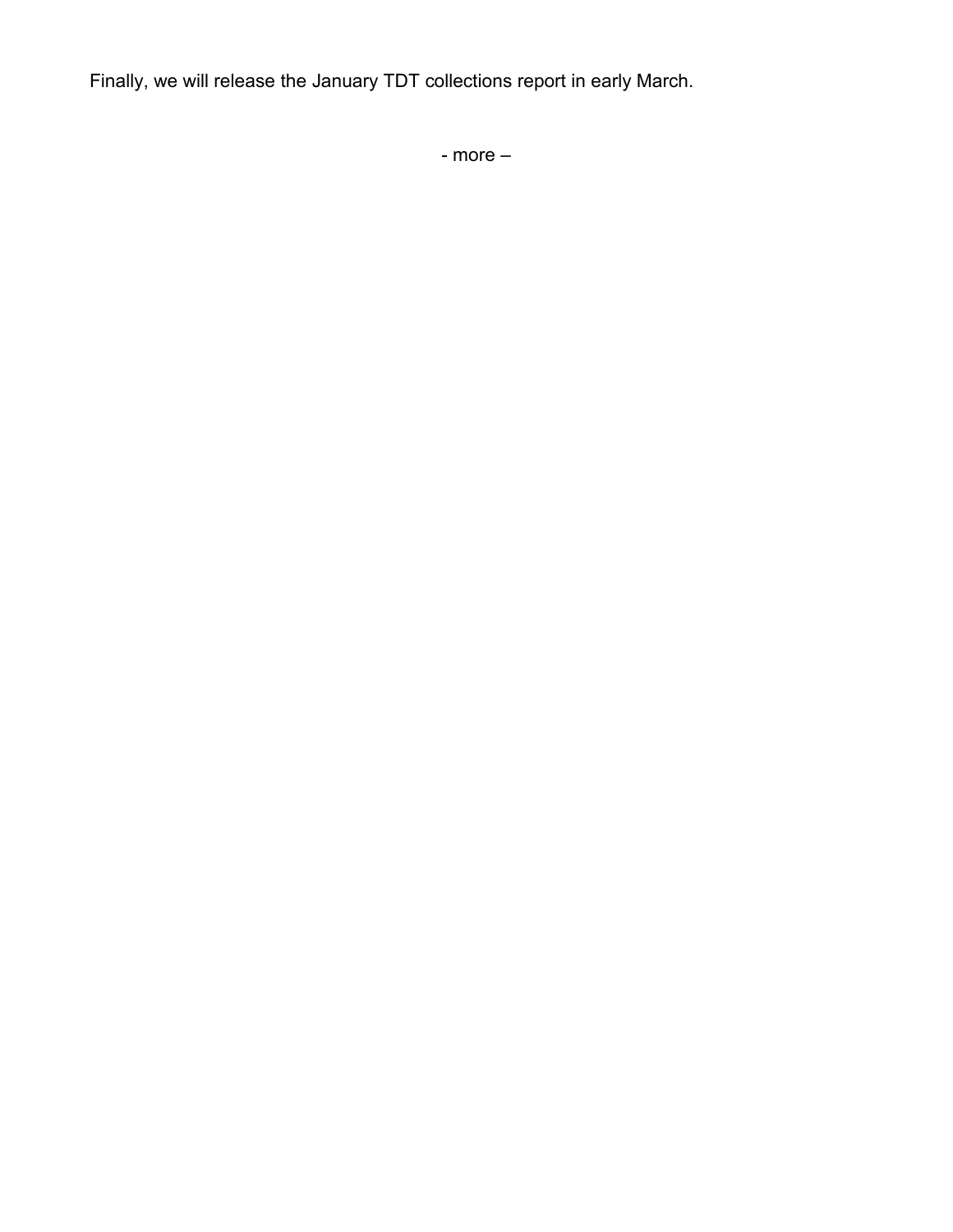Finally, we will release the January TDT collections report in early March.

- more –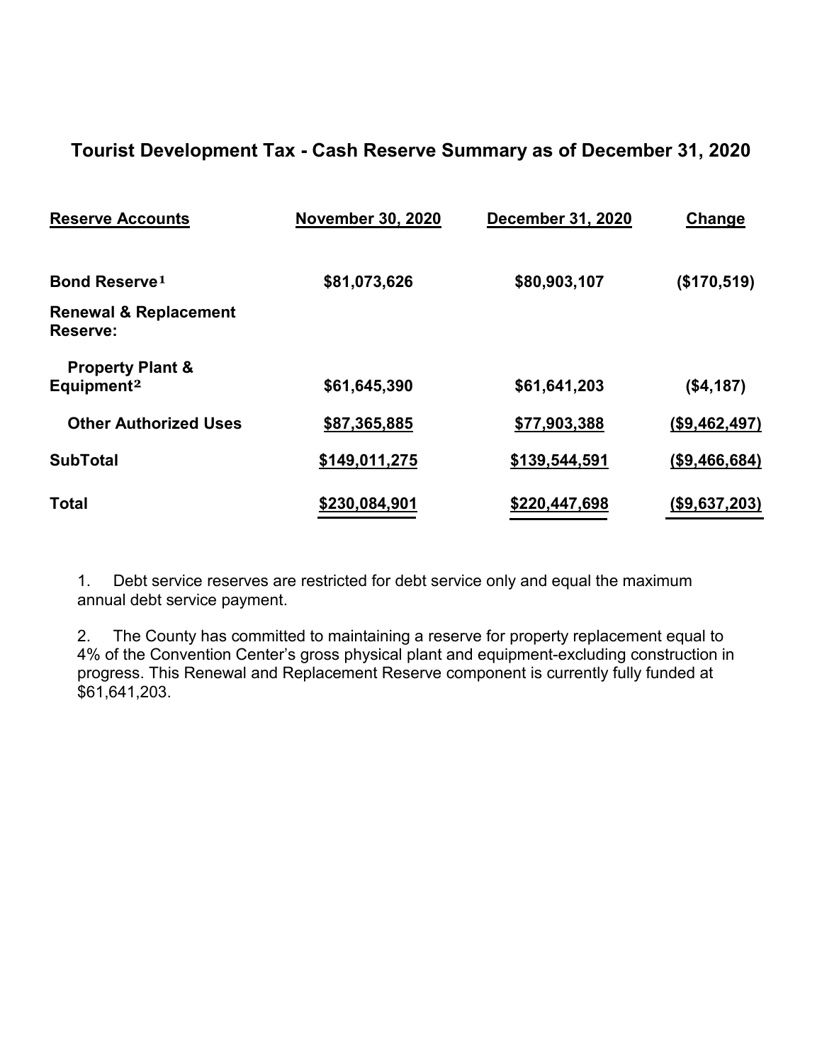## Tourist Development Tax - Cash Reserve Summary as of December 31, 2020

| Reserve Accounts | November 30, 2020 | December 31, 2020 | Change |
|---|---|---|---|
| **Bond Reserve**[1] | **\$81,073,626** | **\$80,903,107** | **(\$170,519)** |
| **Renewal & Replacement Reserve:** | | | |
| **Property Plant & Equipment**[2] | **\$61,645,390** | **\$61,641,203** | **(\$4,187)** |
| **Other Authorized Uses** | **\$87,365,885** | **\$77,903,388** | **(\$9,462,497)** |
| **SubTotal** | **\$149,011,275** | **\$139,544,591** | **(\$9,466,684)** |
| **Total** | **\$230,084,901** | **\$220,447,698** | **(\$9,637,203)** |

1. Debt service reserves are restricted for debt service only and equal the maximum annual debt service payment.

2. The County has committed to maintaining a reserve for property replacement equal to 4% of the Convention Center's gross physical plant and equipment-excluding construction in progress. This Renewal and Replacement Reserve component is currently fully funded at \$61,641,203.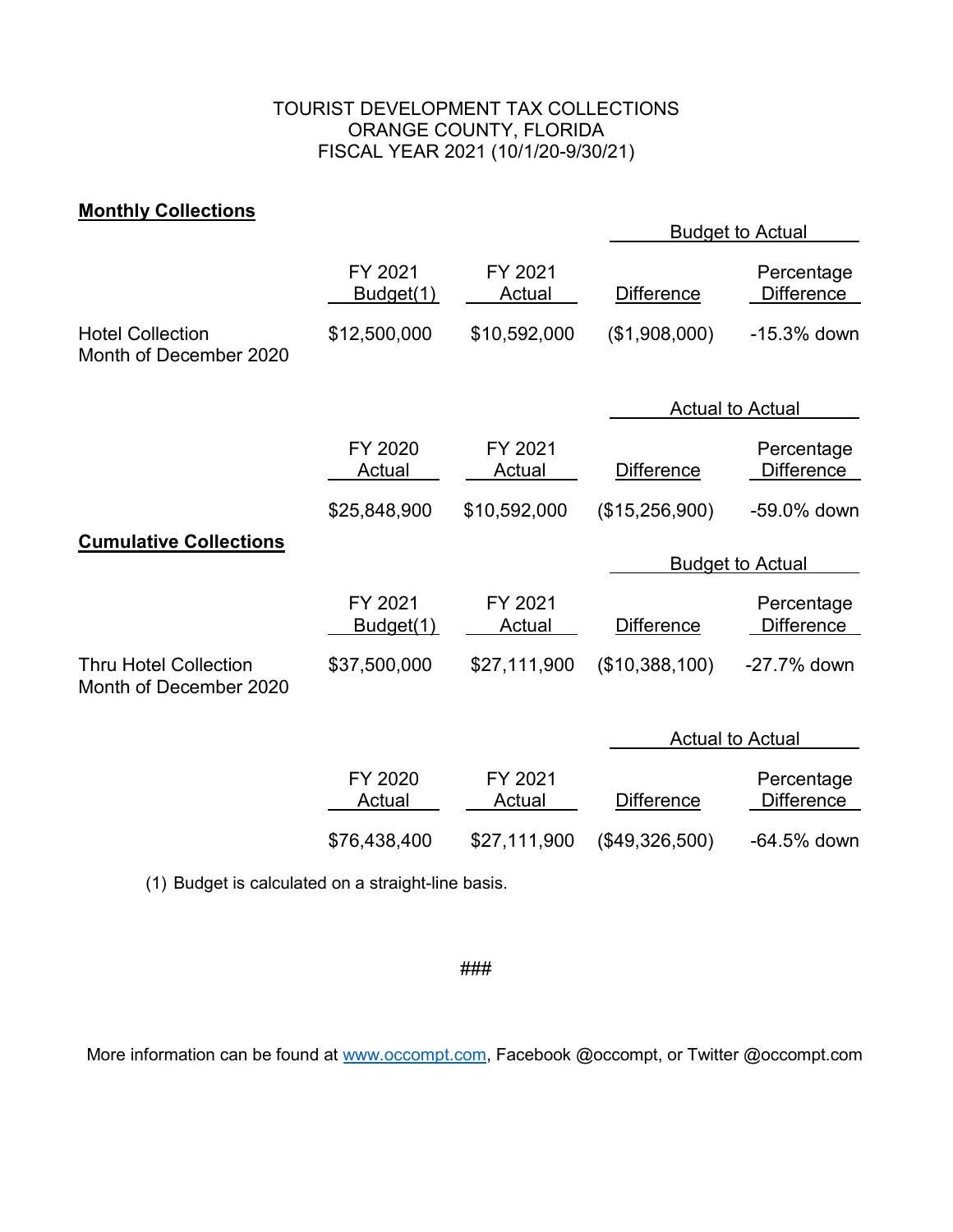TOURIST DEVELOPMENT TAX COLLECTIONS
ORANGE COUNTY, FLORIDA
FISCAL YEAR 2021 (10/1/20-9/30/21)

**Monthly Collections**

| | | | Budget to Actual | |
|---|---|---|---|---|
| | FY 2021 Budget(1) | FY 2021 Actual | Difference | Percentage Difference |
| Hotel Collection Month of December 2020 | $12,500,000 | $10,592,000 | ($1,908,000) | -15.3% down |

| | | | Actual to Actual | |
|---|---|---|---|---|
| | FY 2020 Actual | FY 2021 Actual | Difference | Percentage Difference |
| | $25,848,900 | $10,592,000 | ($15,256,900) | -59.0% down |

**Cumulative Collections**

| | | | Budget to Actual | |
|---|---|---|---|---|
| | FY 2021 Budget(1) | FY 2021 Actual | Difference | Percentage Difference |
| Thru Hotel Collection Month of December 2020 | $37,500,000 | $27,111,900 | ($10,388,100) | -27.7% down |

| | | | Actual to Actual | |
|---|---|---|---|---|
| | FY 2020 Actual | FY 2021 Actual | Difference | Percentage Difference |
| | $76,438,400 | $27,111,900 | ($49,326,500) | -64.5% down |

(1) Budget is calculated on a straight-line basis.

###

More information can be found at www.occompt.com, Facebook @occompt, or Twitter @occompt.com